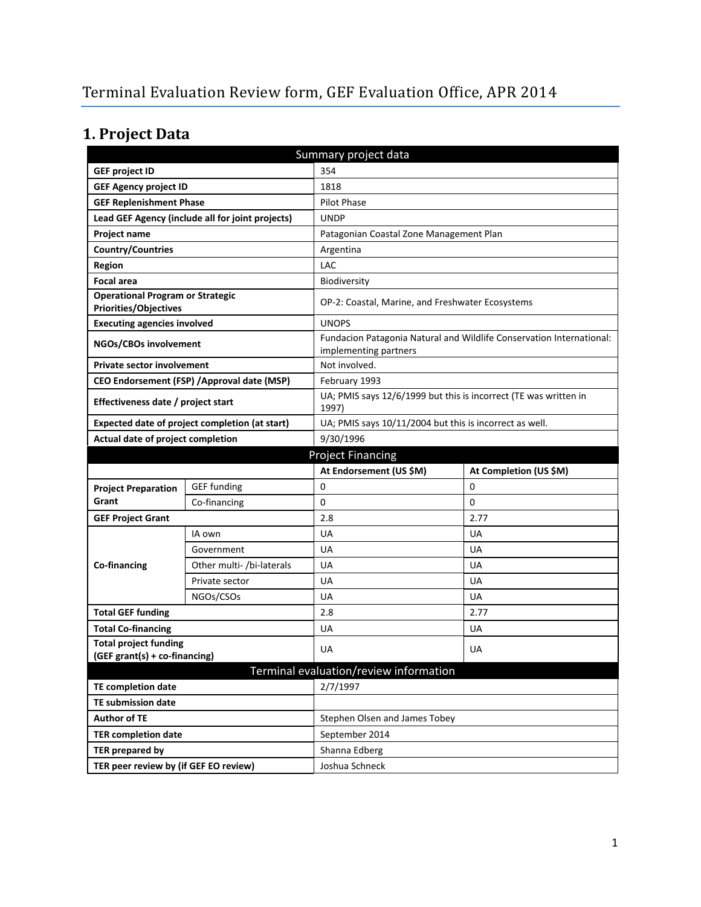# Terminal Evaluation Review form, GEF Evaluation Office, APR 2014

## 1. Project Data

| Summary project data | | | |
|---|---|---|---|
| **GEF project ID** | | 354 | |
| **GEF Agency project ID** | | 1818 | |
| **GEF Replenishment Phase** | | Pilot Phase | |
| **Lead GEF Agency (include all for joint projects)** | | UNDP | |
| **Project name** | | Patagonian Coastal Zone Management Plan | |
| **Country/Countries** | | Argentina | |
| **Region** | | LAC | |
| **Focal area** | | Biodiversity | |
| **Operational Program or Strategic Priorities/Objectives** | | OP-2: Coastal, Marine, and Freshwater Ecosystems | |
| **Executing agencies involved** | | UNOPS | |
| **NGOs/CBOs involvement** | | Fundacion Patagonia Natural and Wildlife Conservation International: implementing partners | |
| **Private sector involvement** | | Not involved. | |
| **CEO Endorsement (FSP) /Approval date (MSP)** | | February 1993 | |
| **Effectiveness date / project start** | | UA; PMIS says 12/6/1999 but this is incorrect (TE was written in 1997) | |
| **Expected date of project completion (at start)** | | UA; PMIS says 10/11/2004 but this is incorrect as well. | |
| **Actual date of project completion** | | 9/30/1996 | |
| **Project Financing** | | | |
| | | **At Endorsement (US $M)** | **At Completion (US $M)** |
| **Project Preparation Grant** | GEF funding | 0 | 0 |
| | Co-financing | 0 | 0 |
| **GEF Project Grant** | | 2.8 | 2.77 |
| **Co-financing** | IA own | UA | UA |
| | Government | UA | UA |
| | Other multi- /bi-laterals | UA | UA |
| | Private sector | UA | UA |
| | NGOs/CSOs | UA | UA |
| **Total GEF funding** | | 2.8 | 2.77 |
| **Total Co-financing** | | UA | UA |
| **Total project funding (GEF grant(s) + co-financing)** | | UA | UA |
| **Terminal evaluation/review information** | | | |
| **TE completion date** | | 2/7/1997 | |
| **TE submission date** | | | |
| **Author of TE** | | Stephen Olsen and James Tobey | |
| **TER completion date** | | September 2014 | |
| **TER prepared by** | | Shanna Edberg | |
| **TER peer review by (if GEF EO review)** | | Joshua Schneck | |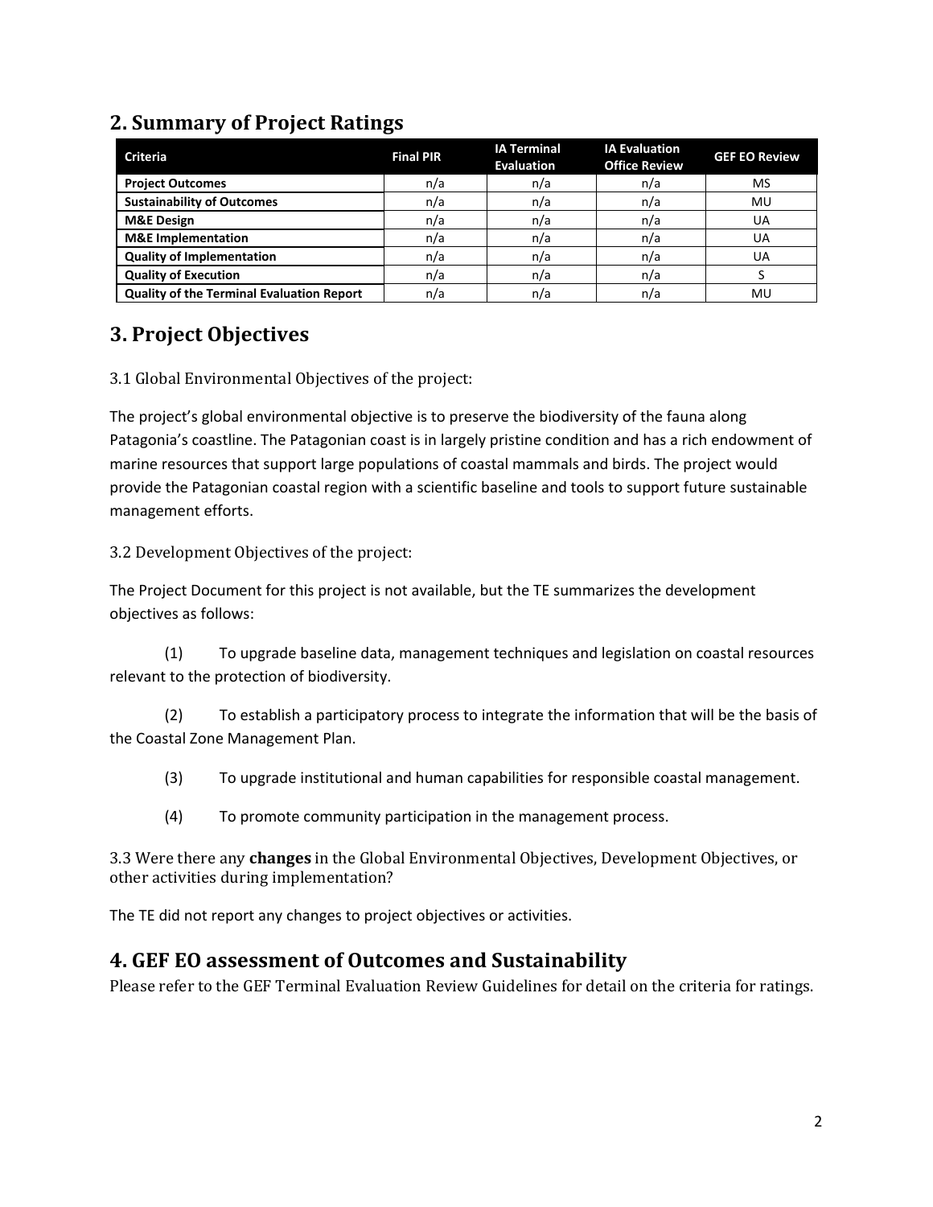## 2. Summary of Project Ratings

| Criteria | Final PIR | IA Terminal Evaluation | IA Evaluation Office Review | GEF EO Review |
|---|---|---|---|---|
| **Project Outcomes** | n/a | n/a | n/a | MS |
| **Sustainability of Outcomes** | n/a | n/a | n/a | MU |
| **M&E Design** | n/a | n/a | n/a | UA |
| **M&E Implementation** | n/a | n/a | n/a | UA |
| **Quality of Implementation** | n/a | n/a | n/a | UA |
| **Quality of Execution** | n/a | n/a | n/a | S |
| **Quality of the Terminal Evaluation Report** | n/a | n/a | n/a | MU |

## 3. Project Objectives

3.1 Global Environmental Objectives of the project:

The project's global environmental objective is to preserve the biodiversity of the fauna along Patagonia's coastline. The Patagonian coast is in largely pristine condition and has a rich endowment of marine resources that support large populations of coastal mammals and birds. The project would provide the Patagonian coastal region with a scientific baseline and tools to support future sustainable management efforts.

3.2 Development Objectives of the project:

The Project Document for this project is not available, but the TE summarizes the development objectives as follows:

(1) To upgrade baseline data, management techniques and legislation on coastal resources relevant to the protection of biodiversity.

(2) To establish a participatory process to integrate the information that will be the basis of the Coastal Zone Management Plan.

(3) To upgrade institutional and human capabilities for responsible coastal management.

(4) To promote community participation in the management process.

3.3 Were there any **changes** in the Global Environmental Objectives, Development Objectives, or other activities during implementation?

The TE did not report any changes to project objectives or activities.

## 4. GEF EO assessment of Outcomes and Sustainability

Please refer to the GEF Terminal Evaluation Review Guidelines for detail on the criteria for ratings.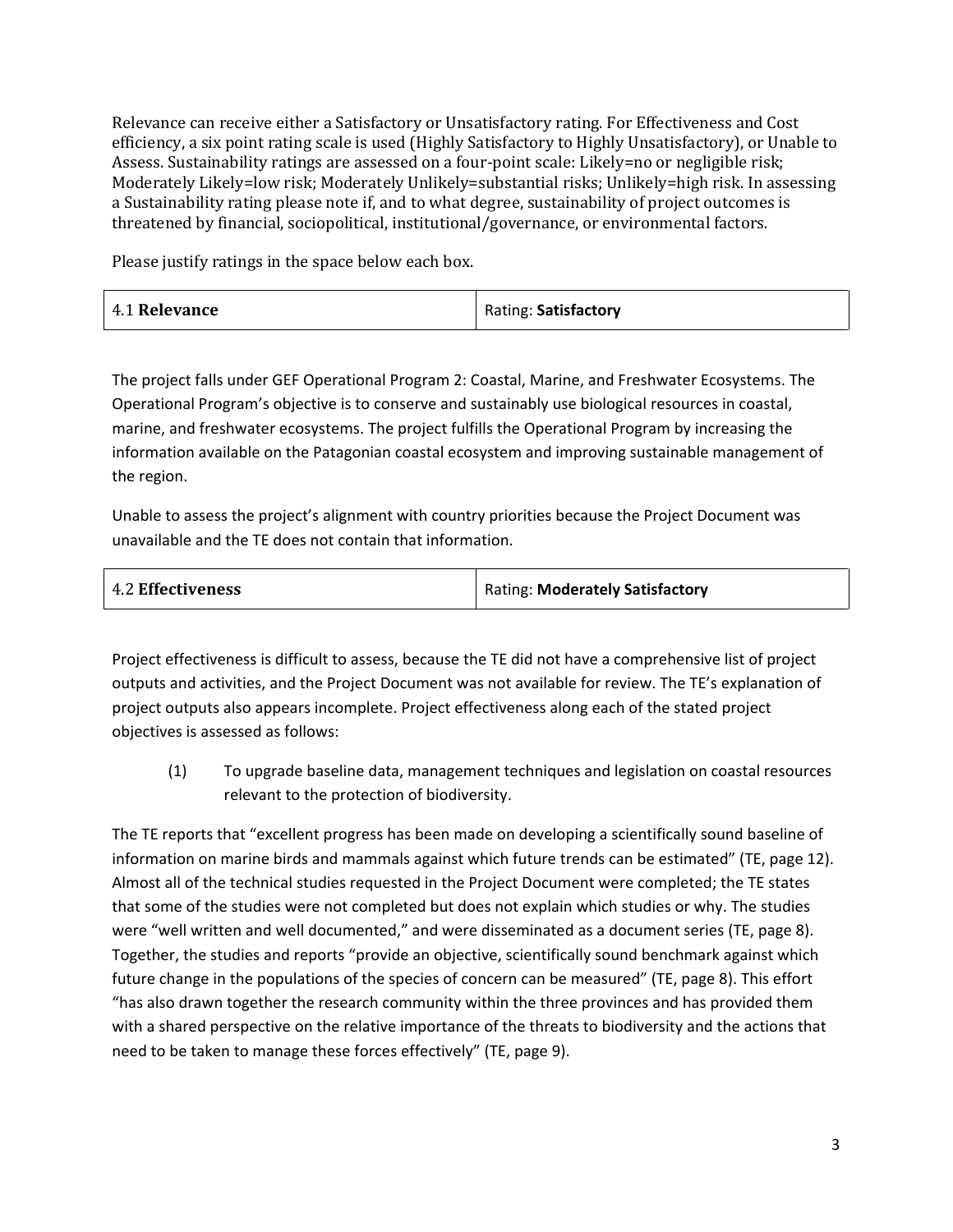Relevance can receive either a Satisfactory or Unsatisfactory rating. For Effectiveness and Cost efficiency, a six point rating scale is used (Highly Satisfactory to Highly Unsatisfactory), or Unable to Assess. Sustainability ratings are assessed on a four-point scale: Likely=no or negligible risk; Moderately Likely=low risk; Moderately Unlikely=substantial risks; Unlikely=high risk. In assessing a Sustainability rating please note if, and to what degree, sustainability of project outcomes is threatened by financial, sociopolitical, institutional/governance, or environmental factors.

Please justify ratings in the space below each box.

| 4.1 **Relevance** | Rating: **Satisfactory** |
|---|---|

The project falls under GEF Operational Program 2: Coastal, Marine, and Freshwater Ecosystems. The Operational Program's objective is to conserve and sustainably use biological resources in coastal, marine, and freshwater ecosystems. The project fulfills the Operational Program by increasing the information available on the Patagonian coastal ecosystem and improving sustainable management of the region.

Unable to assess the project's alignment with country priorities because the Project Document was unavailable and the TE does not contain that information.

| 4.2 **Effectiveness** | Rating: **Moderately Satisfactory** |
|---|---|

Project effectiveness is difficult to assess, because the TE did not have a comprehensive list of project outputs and activities, and the Project Document was not available for review. The TE's explanation of project outputs also appears incomplete. Project effectiveness along each of the stated project objectives is assessed as follows:

(1) To upgrade baseline data, management techniques and legislation on coastal resources relevant to the protection of biodiversity.

The TE reports that "excellent progress has been made on developing a scientifically sound baseline of information on marine birds and mammals against which future trends can be estimated" (TE, page 12). Almost all of the technical studies requested in the Project Document were completed; the TE states that some of the studies were not completed but does not explain which studies or why. The studies were "well written and well documented," and were disseminated as a document series (TE, page 8). Together, the studies and reports "provide an objective, scientifically sound benchmark against which future change in the populations of the species of concern can be measured" (TE, page 8). This effort "has also drawn together the research community within the three provinces and has provided them with a shared perspective on the relative importance of the threats to biodiversity and the actions that need to be taken to manage these forces effectively" (TE, page 9).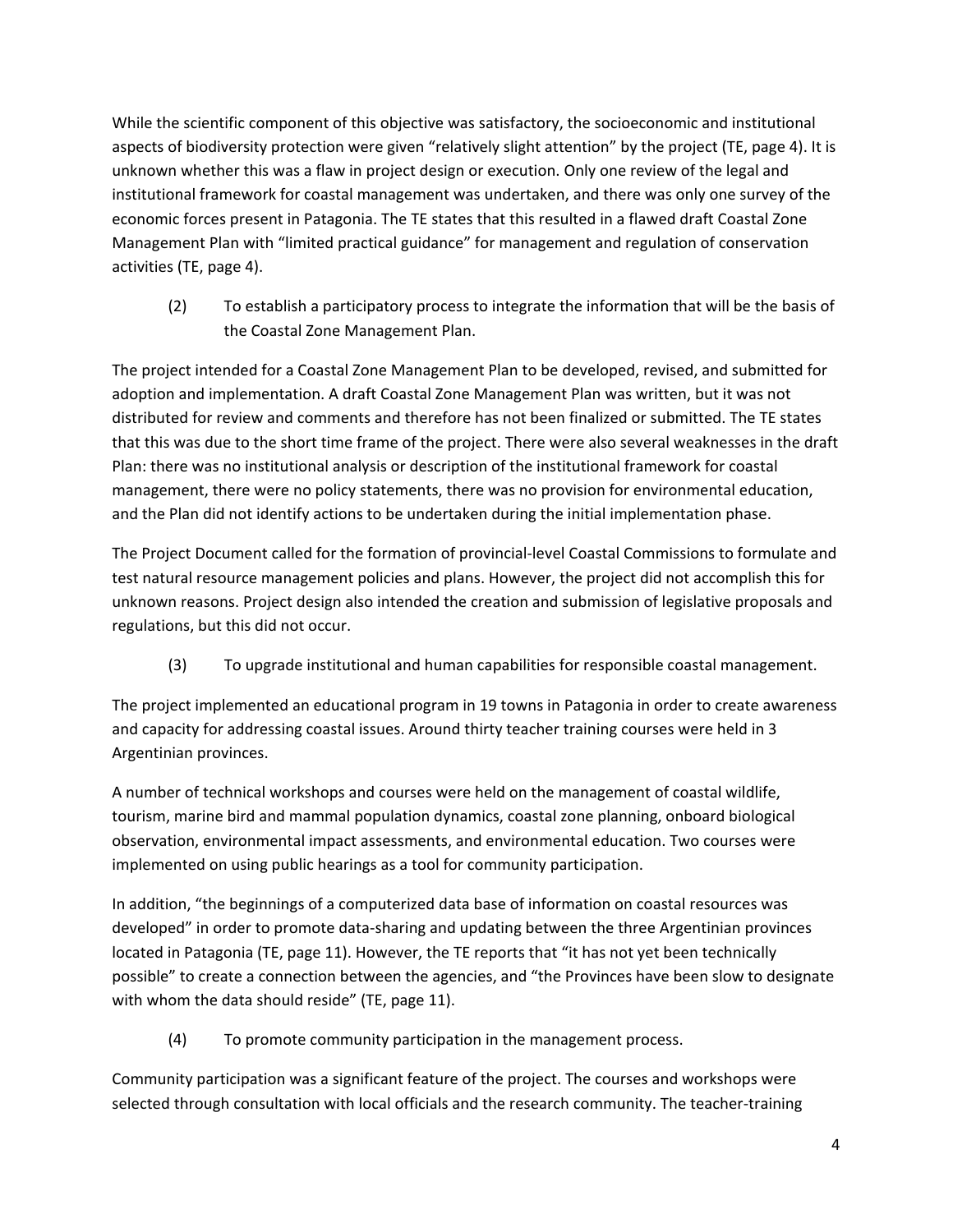While the scientific component of this objective was satisfactory, the socioeconomic and institutional aspects of biodiversity protection were given "relatively slight attention" by the project (TE, page 4). It is unknown whether this was a flaw in project design or execution. Only one review of the legal and institutional framework for coastal management was undertaken, and there was only one survey of the economic forces present in Patagonia. The TE states that this resulted in a flawed draft Coastal Zone Management Plan with "limited practical guidance" for management and regulation of conservation activities (TE, page 4).

(2) To establish a participatory process to integrate the information that will be the basis of the Coastal Zone Management Plan.

The project intended for a Coastal Zone Management Plan to be developed, revised, and submitted for adoption and implementation. A draft Coastal Zone Management Plan was written, but it was not distributed for review and comments and therefore has not been finalized or submitted. The TE states that this was due to the short time frame of the project. There were also several weaknesses in the draft Plan: there was no institutional analysis or description of the institutional framework for coastal management, there were no policy statements, there was no provision for environmental education, and the Plan did not identify actions to be undertaken during the initial implementation phase.

The Project Document called for the formation of provincial-level Coastal Commissions to formulate and test natural resource management policies and plans. However, the project did not accomplish this for unknown reasons. Project design also intended the creation and submission of legislative proposals and regulations, but this did not occur.

(3) To upgrade institutional and human capabilities for responsible coastal management.

The project implemented an educational program in 19 towns in Patagonia in order to create awareness and capacity for addressing coastal issues. Around thirty teacher training courses were held in 3 Argentinian provinces.

A number of technical workshops and courses were held on the management of coastal wildlife, tourism, marine bird and mammal population dynamics, coastal zone planning, onboard biological observation, environmental impact assessments, and environmental education. Two courses were implemented on using public hearings as a tool for community participation.

In addition, "the beginnings of a computerized data base of information on coastal resources was developed" in order to promote data-sharing and updating between the three Argentinian provinces located in Patagonia (TE, page 11). However, the TE reports that "it has not yet been technically possible" to create a connection between the agencies, and "the Provinces have been slow to designate with whom the data should reside" (TE, page 11).

(4) To promote community participation in the management process.

Community participation was a significant feature of the project. The courses and workshops were selected through consultation with local officials and the research community. The teacher-training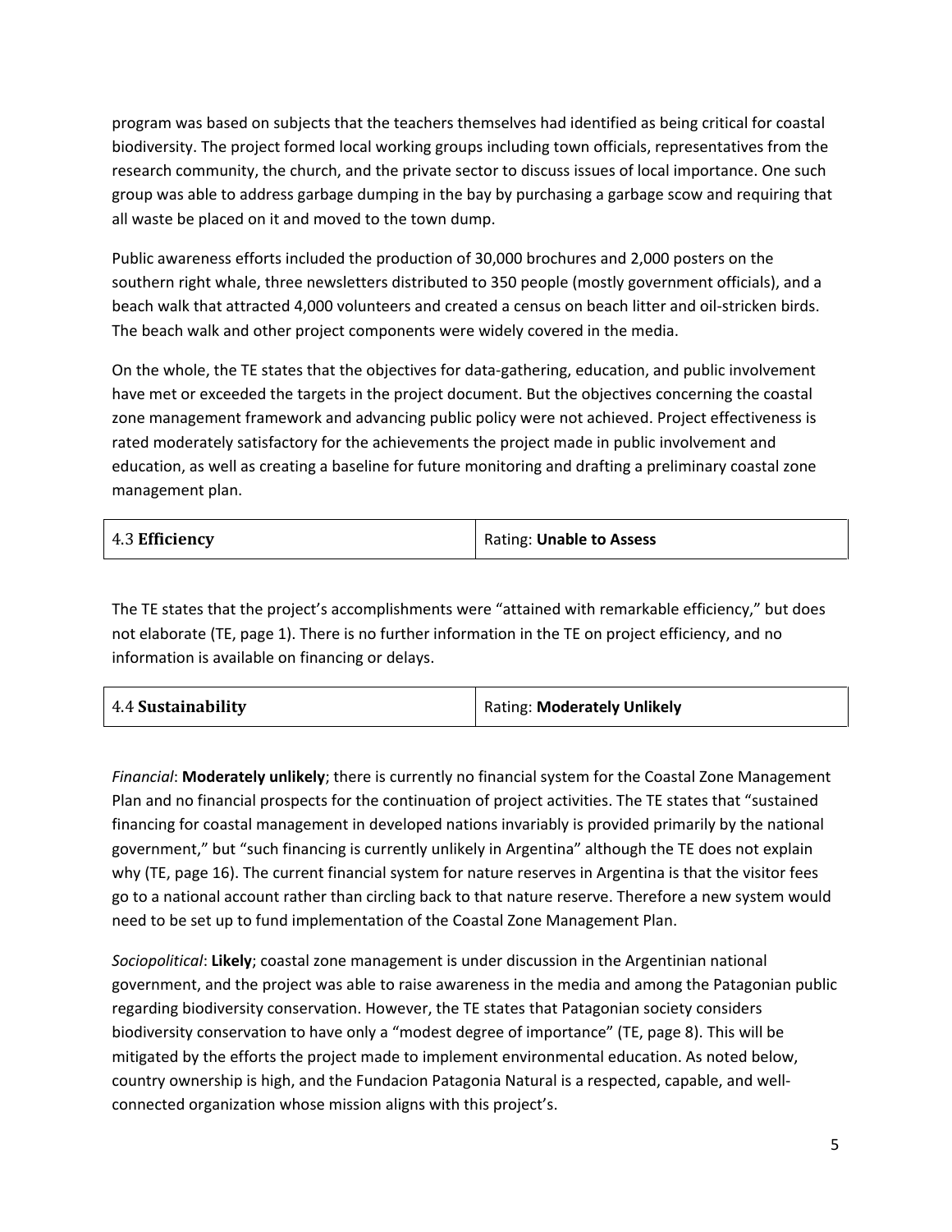program was based on subjects that the teachers themselves had identified as being critical for coastal biodiversity. The project formed local working groups including town officials, representatives from the research community, the church, and the private sector to discuss issues of local importance. One such group was able to address garbage dumping in the bay by purchasing a garbage scow and requiring that all waste be placed on it and moved to the town dump.

Public awareness efforts included the production of 30,000 brochures and 2,000 posters on the southern right whale, three newsletters distributed to 350 people (mostly government officials), and a beach walk that attracted 4,000 volunteers and created a census on beach litter and oil-stricken birds. The beach walk and other project components were widely covered in the media.

On the whole, the TE states that the objectives for data-gathering, education, and public involvement have met or exceeded the targets in the project document. But the objectives concerning the coastal zone management framework and advancing public policy were not achieved. Project effectiveness is rated moderately satisfactory for the achievements the project made in public involvement and education, as well as creating a baseline for future monitoring and drafting a preliminary coastal zone management plan.

| 4.3 **Efficiency** | Rating: **Unable to Assess** |
|---|---|

The TE states that the project's accomplishments were "attained with remarkable efficiency," but does not elaborate (TE, page 1). There is no further information in the TE on project efficiency, and no information is available on financing or delays.

| 4.4 **Sustainability** | Rating: **Moderately Unlikely** |
|---|---|

*Financial*: **Moderately unlikely**; there is currently no financial system for the Coastal Zone Management Plan and no financial prospects for the continuation of project activities. The TE states that "sustained financing for coastal management in developed nations invariably is provided primarily by the national government," but "such financing is currently unlikely in Argentina" although the TE does not explain why (TE, page 16). The current financial system for nature reserves in Argentina is that the visitor fees go to a national account rather than circling back to that nature reserve. Therefore a new system would need to be set up to fund implementation of the Coastal Zone Management Plan.

*Sociopolitical*: **Likely**; coastal zone management is under discussion in the Argentinian national government, and the project was able to raise awareness in the media and among the Patagonian public regarding biodiversity conservation. However, the TE states that Patagonian society considers biodiversity conservation to have only a "modest degree of importance" (TE, page 8). This will be mitigated by the efforts the project made to implement environmental education. As noted below, country ownership is high, and the Fundacion Patagonia Natural is a respected, capable, and well-connected organization whose mission aligns with this project's.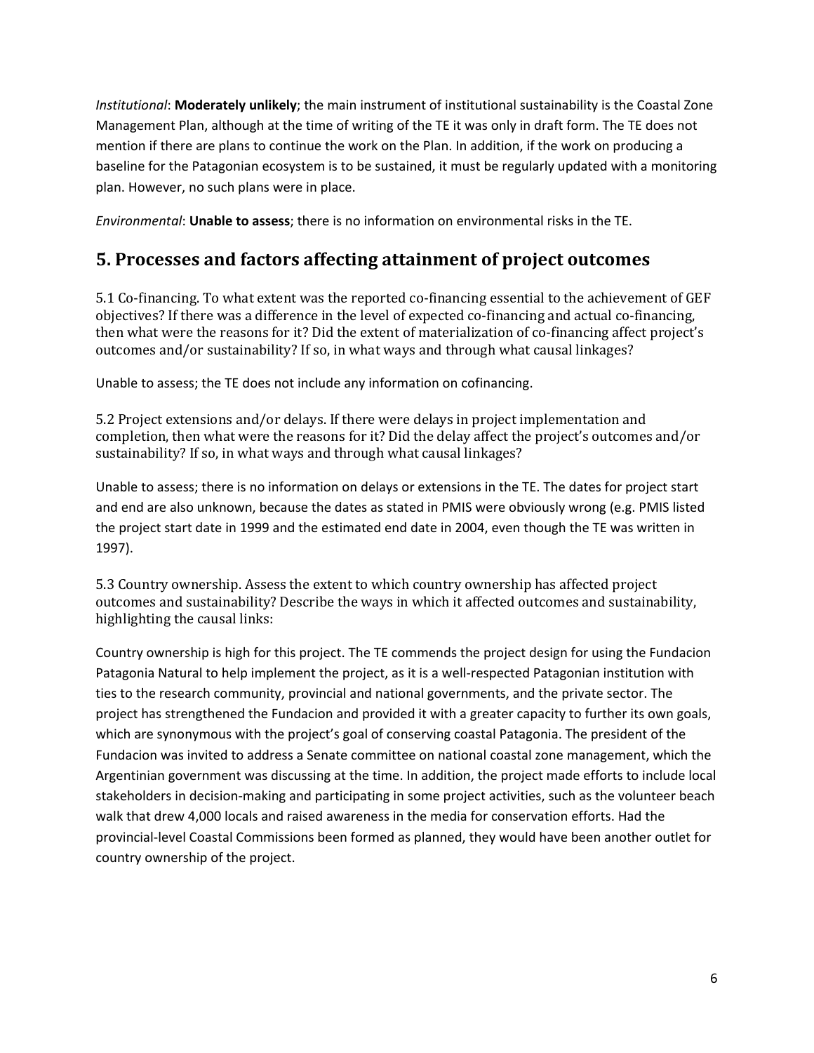*Institutional*: **Moderately unlikely**; the main instrument of institutional sustainability is the Coastal Zone Management Plan, although at the time of writing of the TE it was only in draft form. The TE does not mention if there are plans to continue the work on the Plan. In addition, if the work on producing a baseline for the Patagonian ecosystem is to be sustained, it must be regularly updated with a monitoring plan. However, no such plans were in place.

*Environmental*: **Unable to assess**; there is no information on environmental risks in the TE.

## 5. Processes and factors affecting attainment of project outcomes

5.1 Co-financing. To what extent was the reported co-financing essential to the achievement of GEF objectives? If there was a difference in the level of expected co-financing and actual co-financing, then what were the reasons for it? Did the extent of materialization of co-financing affect project's outcomes and/or sustainability? If so, in what ways and through what causal linkages?

Unable to assess; the TE does not include any information on cofinancing.

5.2 Project extensions and/or delays. If there were delays in project implementation and completion, then what were the reasons for it? Did the delay affect the project's outcomes and/or sustainability? If so, in what ways and through what causal linkages?

Unable to assess; there is no information on delays or extensions in the TE. The dates for project start and end are also unknown, because the dates as stated in PMIS were obviously wrong (e.g. PMIS listed the project start date in 1999 and the estimated end date in 2004, even though the TE was written in 1997).

5.3 Country ownership. Assess the extent to which country ownership has affected project outcomes and sustainability? Describe the ways in which it affected outcomes and sustainability, highlighting the causal links:

Country ownership is high for this project. The TE commends the project design for using the Fundacion Patagonia Natural to help implement the project, as it is a well-respected Patagonian institution with ties to the research community, provincial and national governments, and the private sector. The project has strengthened the Fundacion and provided it with a greater capacity to further its own goals, which are synonymous with the project's goal of conserving coastal Patagonia. The president of the Fundacion was invited to address a Senate committee on national coastal zone management, which the Argentinian government was discussing at the time. In addition, the project made efforts to include local stakeholders in decision-making and participating in some project activities, such as the volunteer beach walk that drew 4,000 locals and raised awareness in the media for conservation efforts. Had the provincial-level Coastal Commissions been formed as planned, they would have been another outlet for country ownership of the project.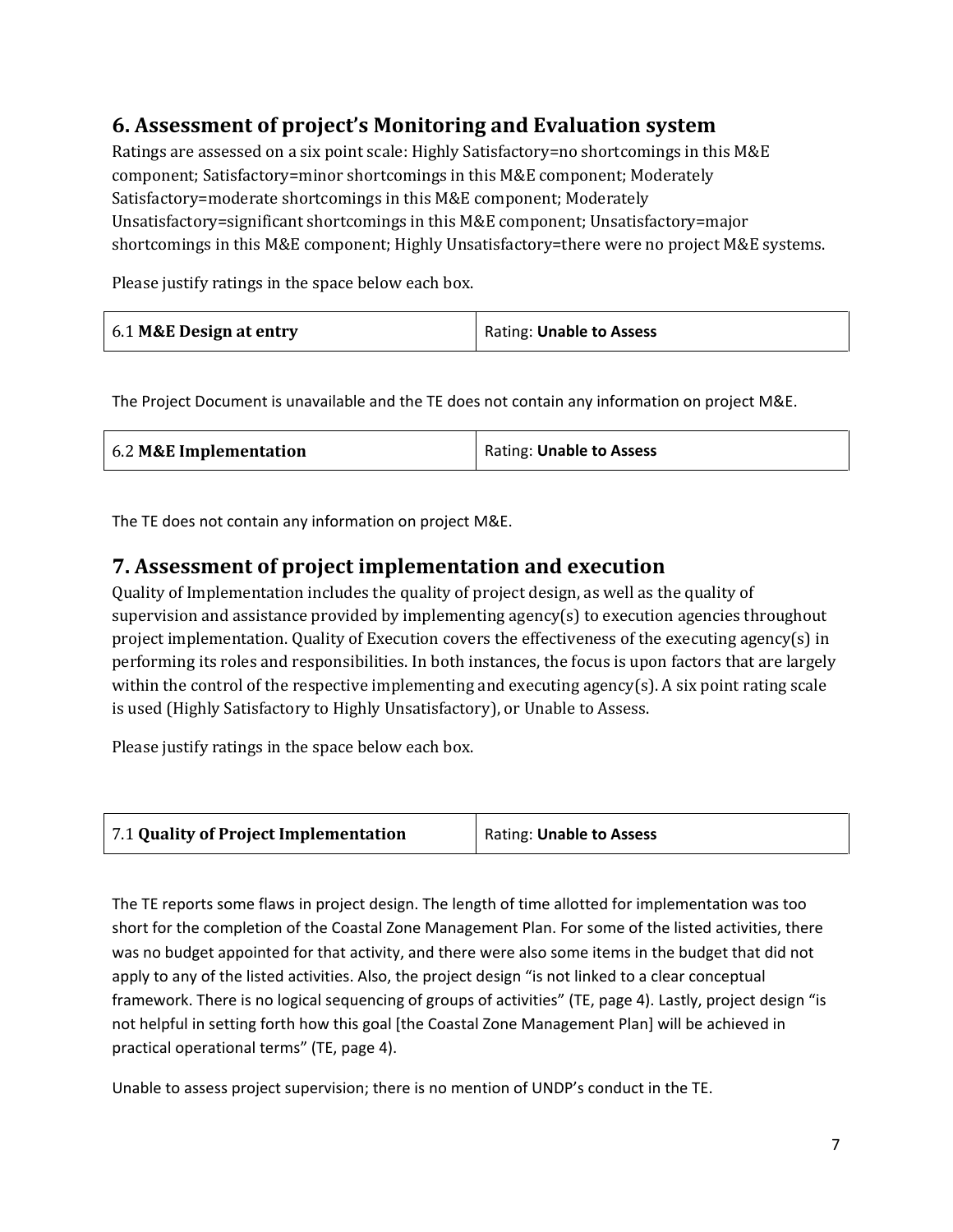## 6. Assessment of project's Monitoring and Evaluation system

Ratings are assessed on a six point scale: Highly Satisfactory=no shortcomings in this M&E component; Satisfactory=minor shortcomings in this M&E component; Moderately Satisfactory=moderate shortcomings in this M&E component; Moderately Unsatisfactory=significant shortcomings in this M&E component; Unsatisfactory=major shortcomings in this M&E component; Highly Unsatisfactory=there were no project M&E systems.

Please justify ratings in the space below each box.

| 6.1 **M&E Design at entry** | Rating: **Unable to Assess** |
|---|---|

The Project Document is unavailable and the TE does not contain any information on project M&E.

| 6.2 **M&E Implementation** | Rating: **Unable to Assess** |
|---|---|

The TE does not contain any information on project M&E.

## 7. Assessment of project implementation and execution

Quality of Implementation includes the quality of project design, as well as the quality of supervision and assistance provided by implementing agency(s) to execution agencies throughout project implementation. Quality of Execution covers the effectiveness of the executing agency(s) in performing its roles and responsibilities. In both instances, the focus is upon factors that are largely within the control of the respective implementing and executing agency(s). A six point rating scale is used (Highly Satisfactory to Highly Unsatisfactory), or Unable to Assess.

Please justify ratings in the space below each box.

| 7.1 **Quality of Project Implementation** | Rating: **Unable to Assess** |
|---|---|

The TE reports some flaws in project design. The length of time allotted for implementation was too short for the completion of the Coastal Zone Management Plan. For some of the listed activities, there was no budget appointed for that activity, and there were also some items in the budget that did not apply to any of the listed activities. Also, the project design "is not linked to a clear conceptual framework. There is no logical sequencing of groups of activities" (TE, page 4). Lastly, project design "is not helpful in setting forth how this goal [the Coastal Zone Management Plan] will be achieved in practical operational terms" (TE, page 4).

Unable to assess project supervision; there is no mention of UNDP's conduct in the TE.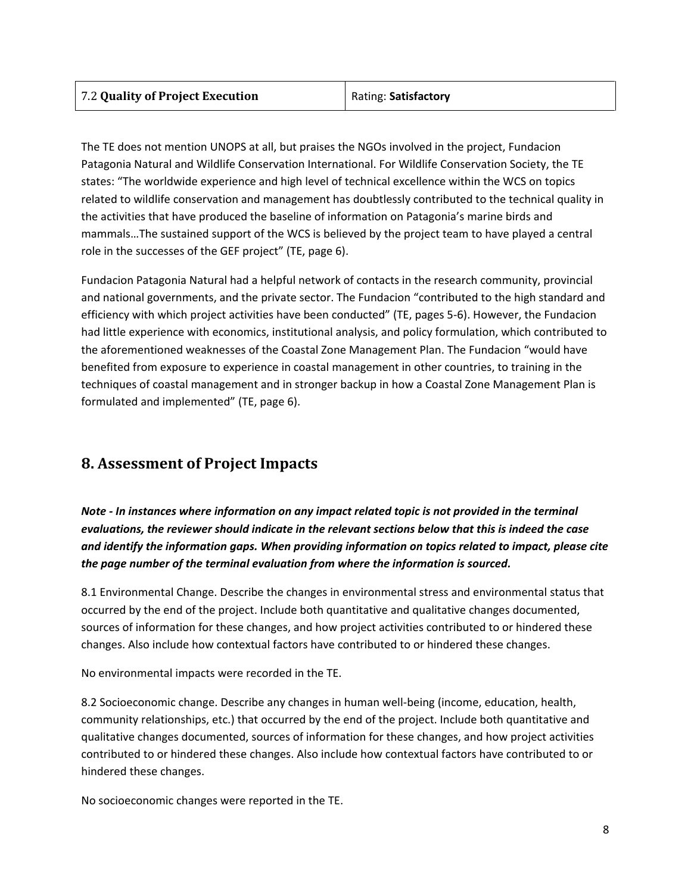| 7.2 **Quality of Project Execution** | Rating: **Satisfactory** |
|---|---|

The TE does not mention UNOPS at all, but praises the NGOs involved in the project, Fundacion Patagonia Natural and Wildlife Conservation International. For Wildlife Conservation Society, the TE states: "The worldwide experience and high level of technical excellence within the WCS on topics related to wildlife conservation and management has doubtlessly contributed to the technical quality in the activities that have produced the baseline of information on Patagonia's marine birds and mammals…The sustained support of the WCS is believed by the project team to have played a central role in the successes of the GEF project" (TE, page 6).

Fundacion Patagonia Natural had a helpful network of contacts in the research community, provincial and national governments, and the private sector. The Fundacion "contributed to the high standard and efficiency with which project activities have been conducted" (TE, pages 5-6). However, the Fundacion had little experience with economics, institutional analysis, and policy formulation, which contributed to the aforementioned weaknesses of the Coastal Zone Management Plan. The Fundacion "would have benefited from exposure to experience in coastal management in other countries, to training in the techniques of coastal management and in stronger backup in how a Coastal Zone Management Plan is formulated and implemented" (TE, page 6).

## 8. Assessment of Project Impacts

***Note - In instances where information on any impact related topic is not provided in the terminal evaluations, the reviewer should indicate in the relevant sections below that this is indeed the case and identify the information gaps. When providing information on topics related to impact, please cite the page number of the terminal evaluation from where the information is sourced.***

8.1 Environmental Change. Describe the changes in environmental stress and environmental status that occurred by the end of the project. Include both quantitative and qualitative changes documented, sources of information for these changes, and how project activities contributed to or hindered these changes. Also include how contextual factors have contributed to or hindered these changes.

No environmental impacts were recorded in the TE.

8.2 Socioeconomic change. Describe any changes in human well-being (income, education, health, community relationships, etc.) that occurred by the end of the project. Include both quantitative and qualitative changes documented, sources of information for these changes, and how project activities contributed to or hindered these changes. Also include how contextual factors have contributed to or hindered these changes.

No socioeconomic changes were reported in the TE.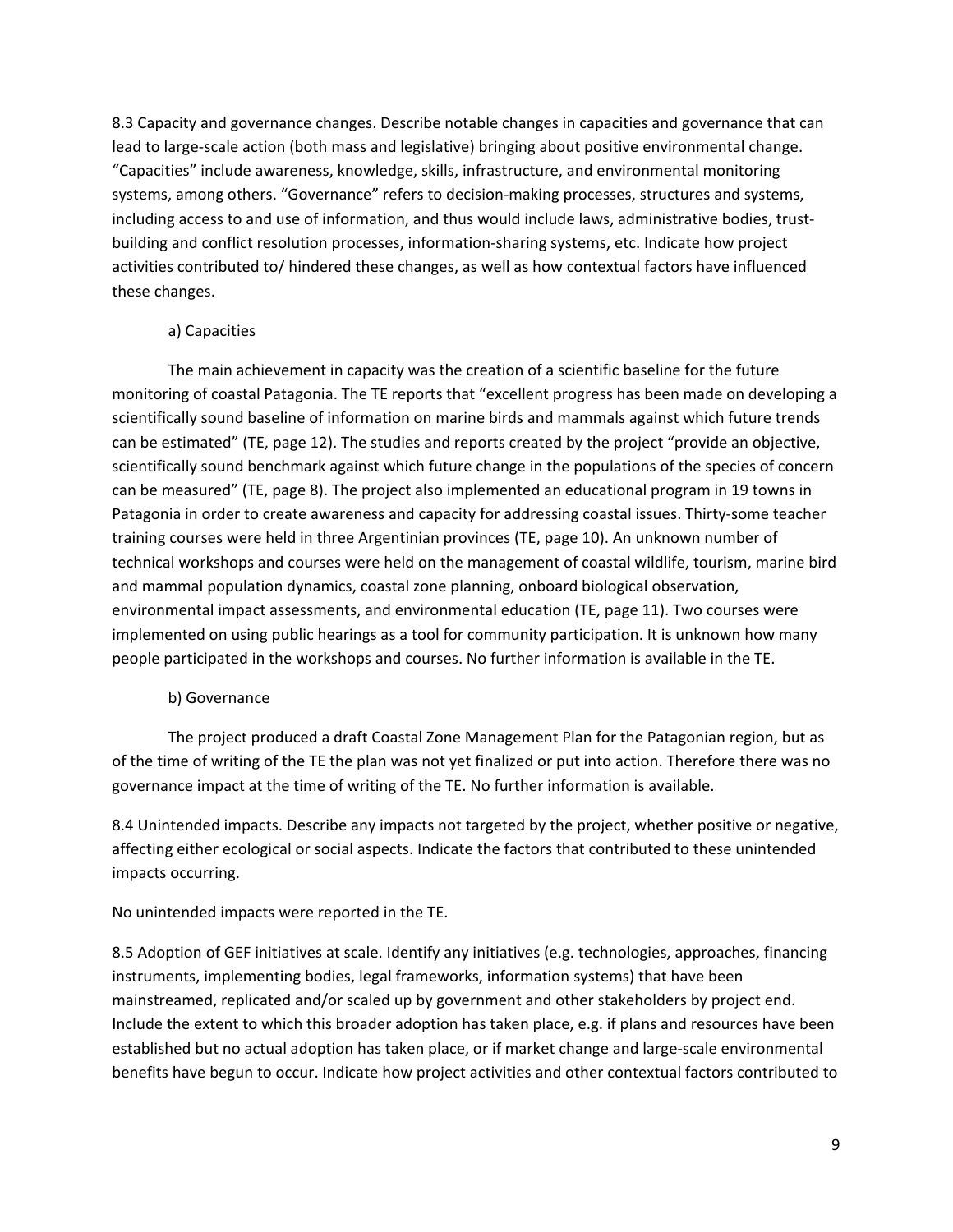8.3 Capacity and governance changes. Describe notable changes in capacities and governance that can lead to large-scale action (both mass and legislative) bringing about positive environmental change. "Capacities" include awareness, knowledge, skills, infrastructure, and environmental monitoring systems, among others. "Governance" refers to decision-making processes, structures and systems, including access to and use of information, and thus would include laws, administrative bodies, trust-building and conflict resolution processes, information-sharing systems, etc. Indicate how project activities contributed to/ hindered these changes, as well as how contextual factors have influenced these changes.

a) Capacities

The main achievement in capacity was the creation of a scientific baseline for the future monitoring of coastal Patagonia. The TE reports that "excellent progress has been made on developing a scientifically sound baseline of information on marine birds and mammals against which future trends can be estimated" (TE, page 12). The studies and reports created by the project "provide an objective, scientifically sound benchmark against which future change in the populations of the species of concern can be measured" (TE, page 8). The project also implemented an educational program in 19 towns in Patagonia in order to create awareness and capacity for addressing coastal issues. Thirty-some teacher training courses were held in three Argentinian provinces (TE, page 10). An unknown number of technical workshops and courses were held on the management of coastal wildlife, tourism, marine bird and mammal population dynamics, coastal zone planning, onboard biological observation, environmental impact assessments, and environmental education (TE, page 11). Two courses were implemented on using public hearings as a tool for community participation. It is unknown how many people participated in the workshops and courses. No further information is available in the TE.

b) Governance

The project produced a draft Coastal Zone Management Plan for the Patagonian region, but as of the time of writing of the TE the plan was not yet finalized or put into action. Therefore there was no governance impact at the time of writing of the TE. No further information is available.

8.4 Unintended impacts. Describe any impacts not targeted by the project, whether positive or negative, affecting either ecological or social aspects. Indicate the factors that contributed to these unintended impacts occurring.

No unintended impacts were reported in the TE.

8.5 Adoption of GEF initiatives at scale. Identify any initiatives (e.g. technologies, approaches, financing instruments, implementing bodies, legal frameworks, information systems) that have been mainstreamed, replicated and/or scaled up by government and other stakeholders by project end. Include the extent to which this broader adoption has taken place, e.g. if plans and resources have been established but no actual adoption has taken place, or if market change and large-scale environmental benefits have begun to occur. Indicate how project activities and other contextual factors contributed to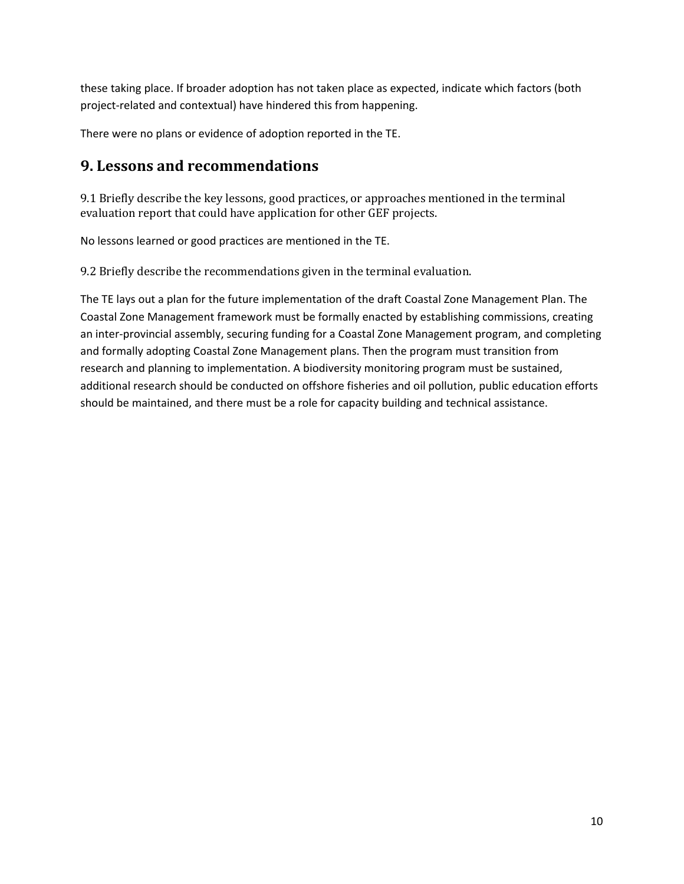these taking place. If broader adoption has not taken place as expected, indicate which factors (both project-related and contextual) have hindered this from happening.

There were no plans or evidence of adoption reported in the TE.

# 9. Lessons and recommendations

9.1 Briefly describe the key lessons, good practices, or approaches mentioned in the terminal evaluation report that could have application for other GEF projects.

No lessons learned or good practices are mentioned in the TE.

9.2 Briefly describe the recommendations given in the terminal evaluation.

The TE lays out a plan for the future implementation of the draft Coastal Zone Management Plan. The Coastal Zone Management framework must be formally enacted by establishing commissions, creating an inter-provincial assembly, securing funding for a Coastal Zone Management program, and completing and formally adopting Coastal Zone Management plans. Then the program must transition from research and planning to implementation. A biodiversity monitoring program must be sustained, additional research should be conducted on offshore fisheries and oil pollution, public education efforts should be maintained, and there must be a role for capacity building and technical assistance.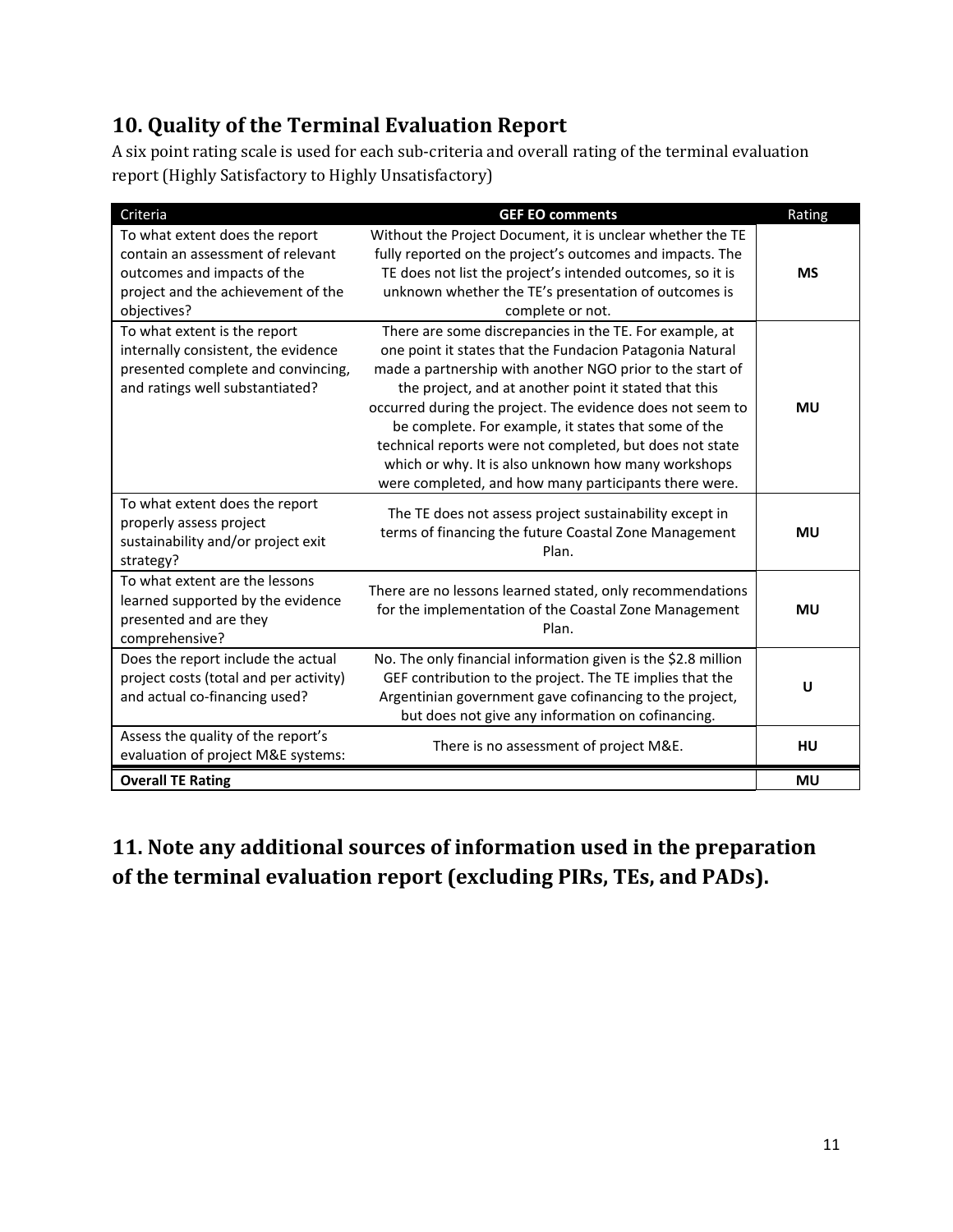## 10. Quality of the Terminal Evaluation Report

A six point rating scale is used for each sub-criteria and overall rating of the terminal evaluation report (Highly Satisfactory to Highly Unsatisfactory)

| Criteria | GEF EO comments | Rating |
| --- | --- | --- |
| To what extent does the report contain an assessment of relevant outcomes and impacts of the project and the achievement of the objectives? | Without the Project Document, it is unclear whether the TE fully reported on the project's outcomes and impacts. The TE does not list the project's intended outcomes, so it is unknown whether the TE's presentation of outcomes is complete or not. | **MS** |
| To what extent is the report internally consistent, the evidence presented complete and convincing, and ratings well substantiated? | There are some discrepancies in the TE. For example, at one point it states that the Fundacion Patagonia Natural made a partnership with another NGO prior to the start of the project, and at another point it stated that this occurred during the project. The evidence does not seem to be complete. For example, it states that some of the technical reports were not completed, but does not state which or why. It is also unknown how many workshops were completed, and how many participants there were. | **MU** |
| To what extent does the report properly assess project sustainability and/or project exit strategy? | The TE does not assess project sustainability except in terms of financing the future Coastal Zone Management Plan. | **MU** |
| To what extent are the lessons learned supported by the evidence presented and are they comprehensive? | There are no lessons learned stated, only recommendations for the implementation of the Coastal Zone Management Plan. | **MU** |
| Does the report include the actual project costs (total and per activity) and actual co-financing used? | No. The only financial information given is the $2.8 million GEF contribution to the project. The TE implies that the Argentinian government gave cofinancing to the project, but does not give any information on cofinancing. | **U** |
| Assess the quality of the report's evaluation of project M&E systems: | There is no assessment of project M&E. | **HU** |
| **Overall TE Rating** | | **MU** |

## 11. Note any additional sources of information used in the preparation of the terminal evaluation report (excluding PIRs, TEs, and PADs).